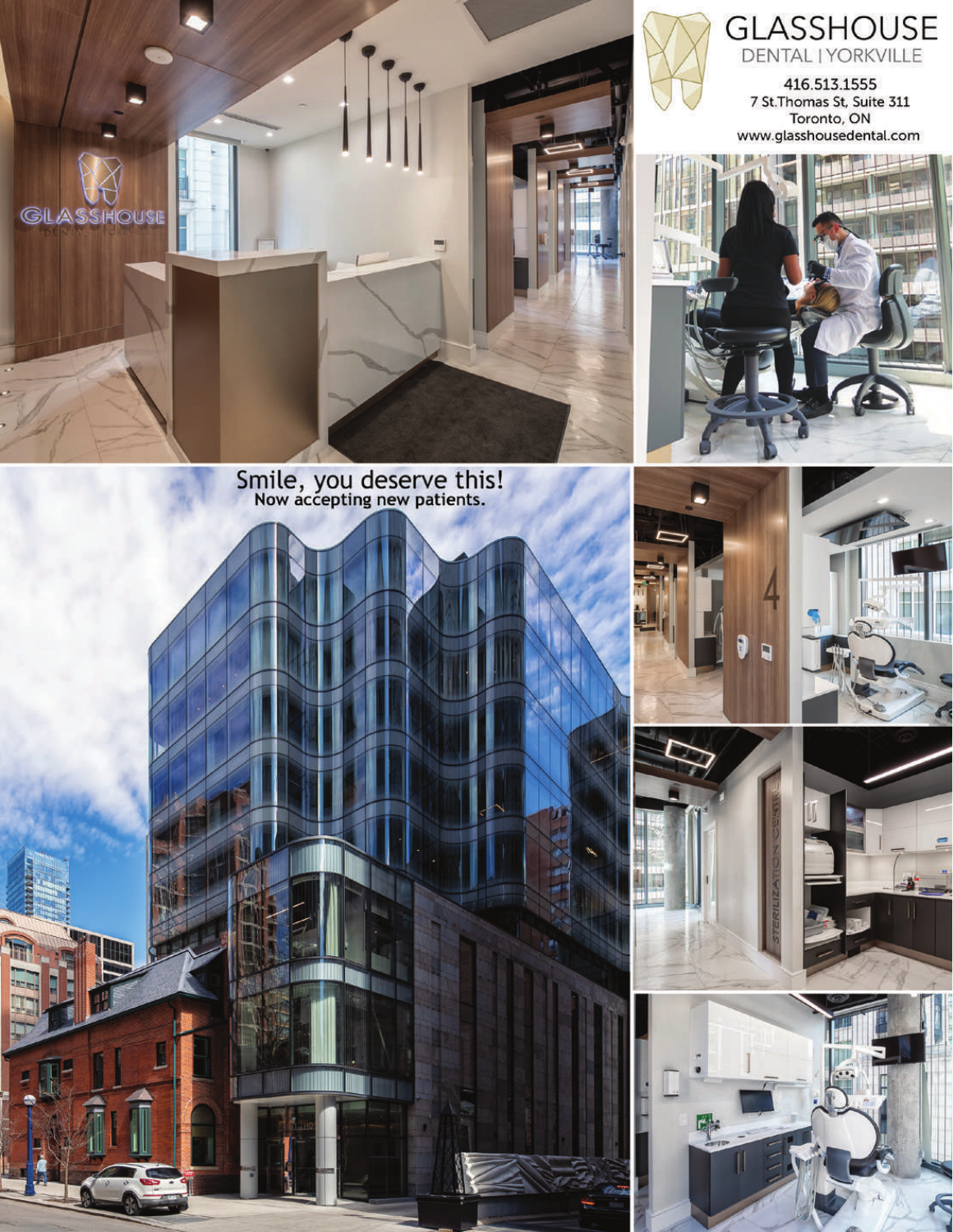# GLASSHOUSE

DENTAL | YORKVILLE

416.513.1555
7 St.Thomas St, Suite 311
Toronto, ON
www.glasshousedental.com

## Smile, you deserve this!

**Now accepting new patients.**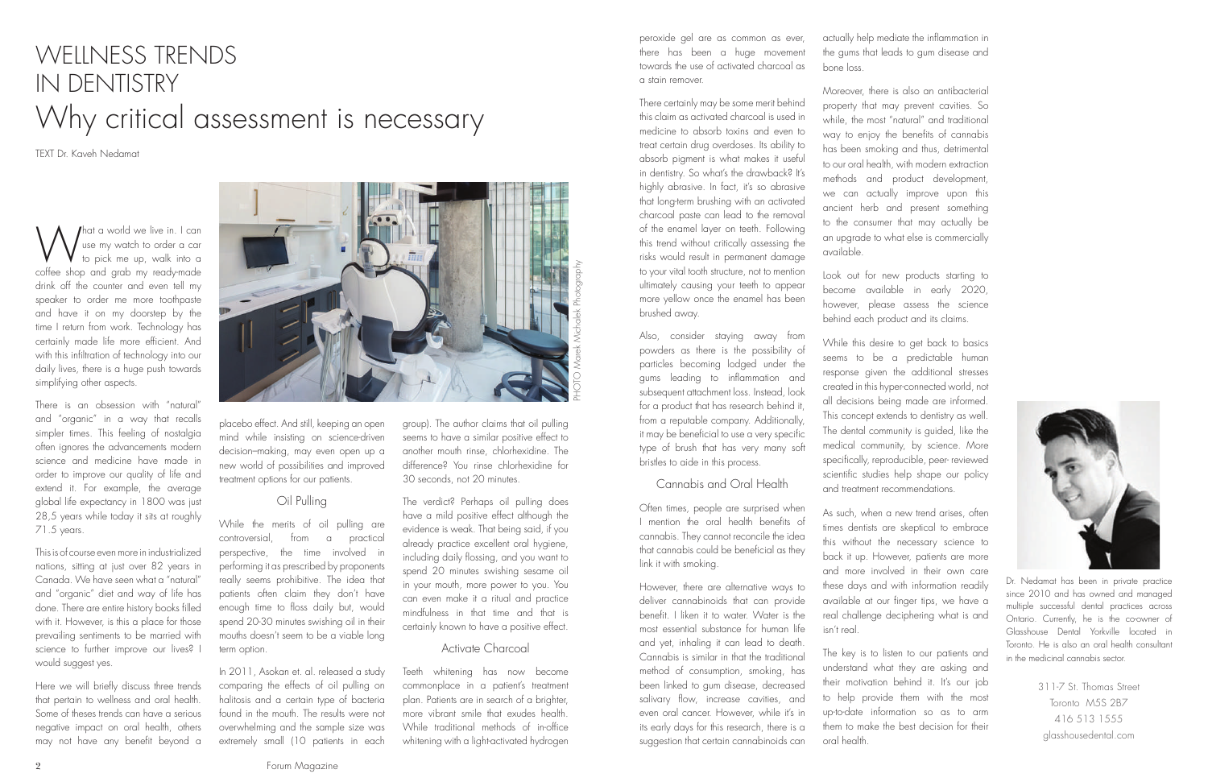# WELLNESS TRENDS IN DENTISTRY

# Why critical assessment is necessary

TEXT Dr. Kaveh Nedamat

What a world we live in. I can use my watch to order a car to pick me up, walk into a coffee shop and grab my ready-made drink off the counter and even tell my speaker to order me more toothpaste and have it on my doorstep by the time I return from work. Technology has certainly made life more efficient. And with this infiltration of technology into our daily lives, there is a huge push towards simplifying other aspects.

There is an obsession with "natural" and "organic" in a way that recalls simpler times. This feeling of nostalgia often ignores the advancements modern science and medicine have made in order to improve our quality of life and extend it. For example, the average global life expectancy in 1800 was just 28,5 years while today it sits at roughly 71.5 years.

This is of course even more in industrialized nations, sitting at just over 82 years in Canada. We have seen what a "natural" and "organic" diet and way of life has done. There are entire history books filled with it. However, is this a place for those prevailing sentiments to be married with science to further improve our lives? I would suggest yes.

Here we will briefly discuss three trends that pertain to wellness and oral health. Some of theses trends can have a serious negative impact on oral health, others may not have any benefit beyond a placebo effect. And still, keeping an open mind while insisting on science-driven decision–making, may even open up a new world of possibilities and improved treatment options for our patients.

PHOTO Marek Michalek Photography

## Oil Pulling

While the merits of oil pulling are controversial, from a practical perspective, the time involved in performing it as prescribed by proponents really seems prohibitive. The idea that patients often claim they don't have enough time to floss daily but, would spend 20-30 minutes swishing oil in their mouths doesn't seem to be a viable long term option.

In 2011, Asokan et. al. released a study comparing the effects of oil pulling on halitosis and a certain type of bacteria found in the mouth. The results were not overwhelming and the sample size was extremely small (10 patients in each group). The author claims that oil pulling seems to have a similar positive effect to another mouth rinse, chlorhexidine. The difference? You rinse chlorhexidine for 30 seconds, not 20 minutes.

The verdict? Perhaps oil pulling does have a mild positive effect although the evidence is weak. That being said, if you already practice excellent oral hygiene, including daily flossing, and you want to spend 20 minutes swishing sesame oil in your mouth, more power to you. You can even make it a ritual and practice mindfulness in that time and that is certainly known to have a positive effect.

## Activate Charcoal

Teeth whitening has now become commonplace in a patient's treatment plan. Patients are in search of a brighter, more vibrant smile that exudes health. While traditional methods of in-office whitening with a light-activated hydrogen peroxide gel are as common as ever, there has been a huge movement towards the use of activated charcoal as a stain remover.

There certainly may be some merit behind this claim as activated charcoal is used in medicine to absorb toxins and even to treat certain drug overdoses. Its ability to absorb pigment is what makes it useful in dentistry. So what's the drawback? It's highly abrasive. In fact, it's so abrasive that long-term brushing with an activated charcoal paste can lead to the removal of the enamel layer on teeth. Following this trend without critically assessing the risks would result in permanent damage to your vital tooth structure, not to mention ultimately causing your teeth to appear more yellow once the enamel has been brushed away.

Also, consider staying away from powders as there is the possibility of particles becoming lodged under the gums leading to inflammation and subsequent attachment loss. Instead, look for a product that has research behind it, from a reputable company. Additionally, it may be beneficial to use a very specific type of brush that has very many soft bristles to aide in this process.

## Cannabis and Oral Health

Often times, people are surprised when I mention the oral health benefits of cannabis. They cannot reconcile the idea that cannabis could be beneficial as they link it with smoking.

However, there are alternative ways to deliver cannabinoids that can provide benefit. I liken it to water. Water is the most essential substance for human life and yet, inhaling it can lead to death. Cannabis is similar in that the traditional method of consumption, smoking, has been linked to gum disease, decreased salivary flow, increase cavities, and even oral cancer. However, while it's in its early days for this research, there is a suggestion that certain cannabinoids can actually help mediate the inflammation in the gums that leads to gum disease and bone loss.

Moreover, there is also an antibacterial property that may prevent cavities. So while, the most "natural" and traditional way to enjoy the benefits of cannabis has been smoking and thus, detrimental to our oral health, with modern extraction methods and product development, we can actually improve upon this ancient herb and present something to the consumer that may actually be an upgrade to what else is commercially available.

Look out for new products starting to become available in early 2020, however, please assess the science behind each product and its claims.

While this desire to get back to basics seems to be a predictable human response given the additional stresses created in this hyper-connected world, not all decisions being made are informed. This concept extends to dentistry as well. The dental community is guided, like the medical community, by science. More specifically, reproducible, peer- reviewed scientific studies help shape our policy and treatment recommendations.

As such, when a new trend arises, often times dentists are skeptical to embrace this without the necessary science to back it up. However, patients are more and more involved in their own care these days and with information readily available at our finger tips, we have a real challenge deciphering what is and isn't real.

The key is to listen to our patients and understand what they are asking and their motivation behind it. It's our job to help provide them with the most up-to-date information so as to arm them to make the best decision for their oral health.

Dr. Nedamat has been in private practice since 2010 and has owned and managed multiple successful dental practices across Ontario. Currently, he is the co-owner of Glasshouse Dental Yorkville located in Toronto. He is also an oral health consultant in the medicinal cannabis sector.

311-7 St. Thomas Street
Toronto M5S 2B7
416 513 1555
glasshousedental.com